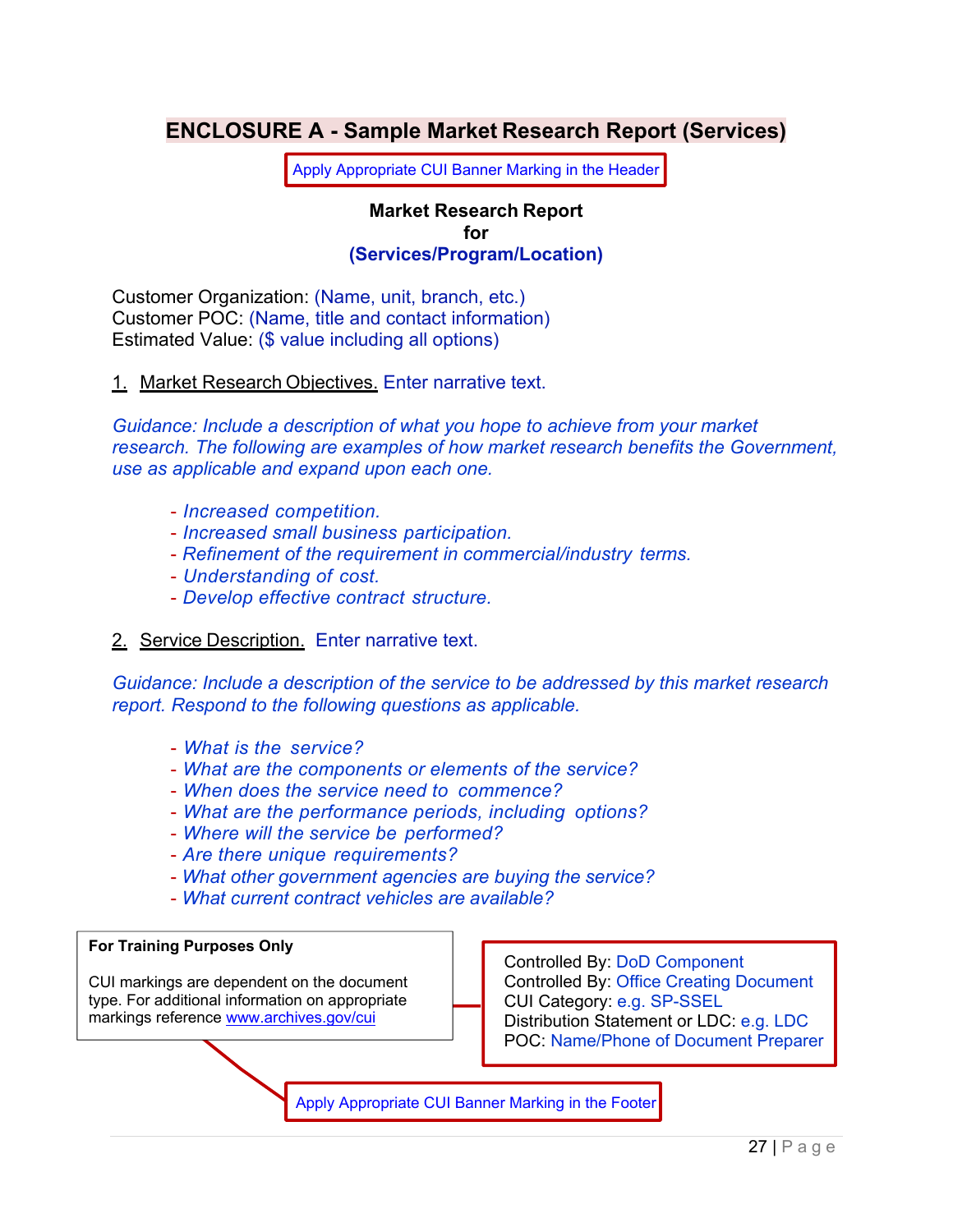# ENCLOSURE A - Sample Market Research Report (Services)

Apply Appropriate CUI Banner Marking in the Header

**Market Research Report**
**for**
**(Services/Program/Location)**

Customer Organization: (Name, unit, branch, etc.)
Customer POC: (Name, title and contact information)
Estimated Value: ($ value including all options)

1. Market Research Objectives. Enter narrative text.

*Guidance: Include a description of what you hope to achieve from your market research. The following are examples of how market research benefits the Government, use as applicable and expand upon each one.*

- *Increased competition.*
- *Increased small business participation.*
- *Refinement of the requirement in commercial/industry terms.*
- *Understanding of cost.*
- *Develop effective contract structure.*

2. Service Description. Enter narrative text.

*Guidance: Include a description of the service to be addressed by this market research report. Respond to the following questions as applicable.*

- *What is the service?*
- *What are the components or elements of the service?*
- *When does the service need to commence?*
- *What are the performance periods, including options?*
- *Where will the service be performed?*
- *Are there unique requirements?*
- *What other government agencies are buying the service?*
- *What current contract vehicles are available?*

**For Training Purposes Only**

CUI markings are dependent on the document type. For additional information on appropriate markings reference www.archives.gov/cui

Controlled By: DoD Component
Controlled By: Office Creating Document
CUI Category: e.g. SP-SSEL
Distribution Statement or LDC: e.g. LDC
POC: Name/Phone of Document Preparer

Apply Appropriate CUI Banner Marking in the Footer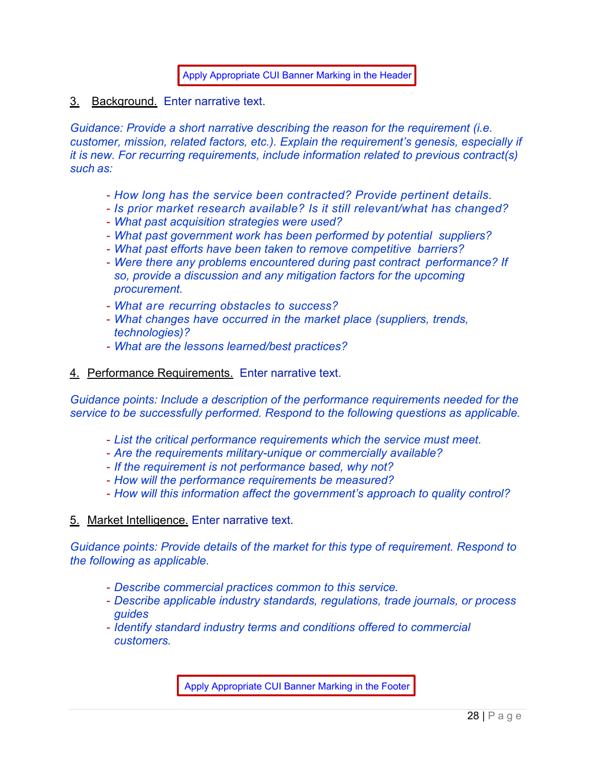Apply Appropriate CUI Banner Marking in the Header

3. Background. Enter narrative text.

*Guidance: Provide a short narrative describing the reason for the requirement (i.e. customer, mission, related factors, etc.). Explain the requirement's genesis, especially if it is new. For recurring requirements, include information related to previous contract(s) such as:*

- *How long has the service been contracted? Provide pertinent details.*
- *Is prior market research available? Is it still relevant/what has changed?*
- *What past acquisition strategies were used?*
- *What past government work has been performed by potential suppliers?*
- *What past efforts have been taken to remove competitive barriers?*
- *Were there any problems encountered during past contract performance? If so, provide a discussion and any mitigation factors for the upcoming procurement.*
- *What are recurring obstacles to success?*
- *What changes have occurred in the market place (suppliers, trends, technologies)?*
- *What are the lessons learned/best practices?*

4. Performance Requirements. Enter narrative text.

*Guidance points: Include a description of the performance requirements needed for the service to be successfully performed. Respond to the following questions as applicable.*

- *List the critical performance requirements which the service must meet.*
- *Are the requirements military-unique or commercially available?*
- *If the requirement is not performance based, why not?*
- *How will the performance requirements be measured?*
- *How will this information affect the government's approach to quality control?*

5. Market Intelligence. Enter narrative text.

*Guidance points: Provide details of the market for this type of requirement. Respond to the following as applicable.*

- *Describe commercial practices common to this service.*
- *Describe applicable industry standards, regulations, trade journals, or process guides*
- *Identify standard industry terms and conditions offered to commercial customers.*

Apply Appropriate CUI Banner Marking in the Footer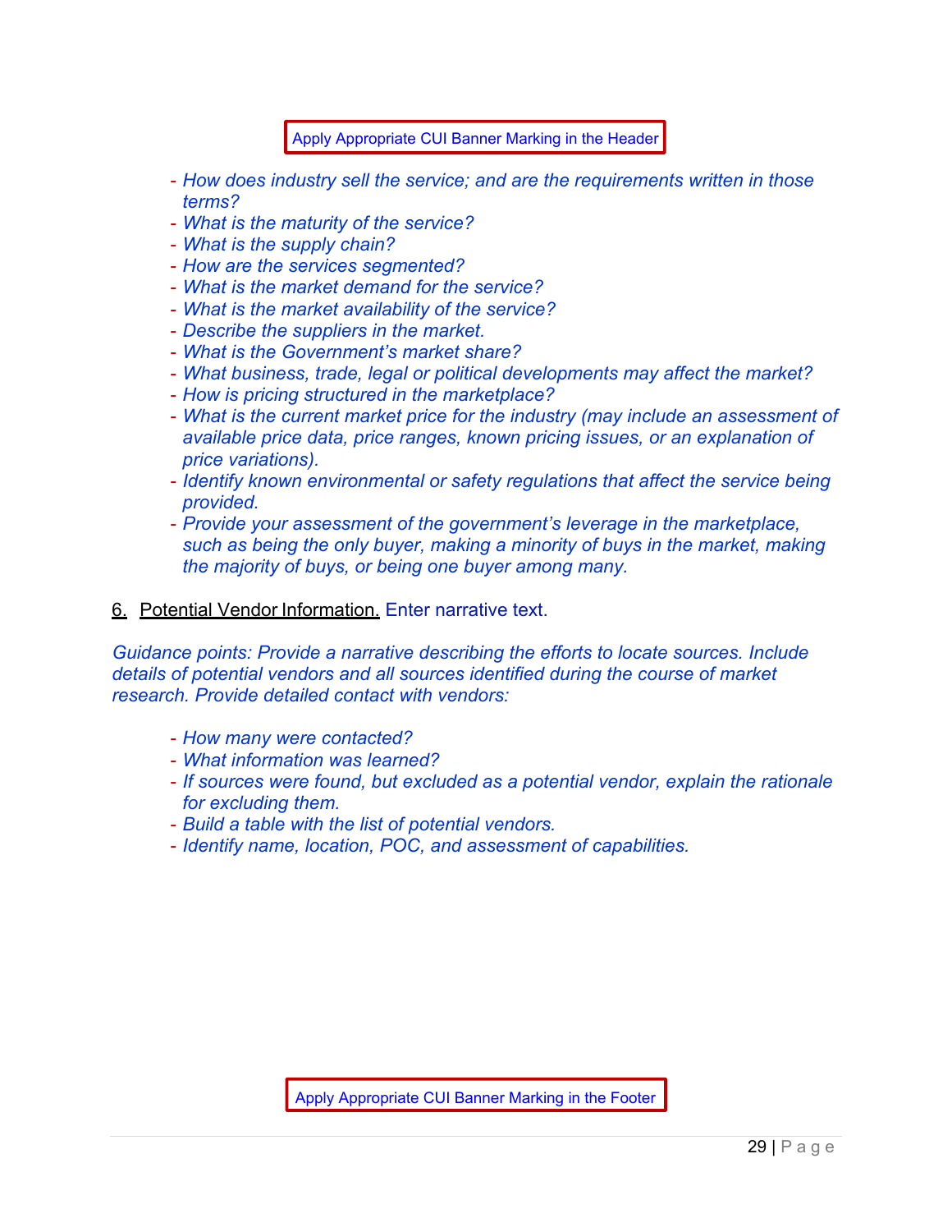- *How does industry sell the service; and are the requirements written in those terms?*
- *What is the maturity of the service?*
- *What is the supply chain?*
- *How are the services segmented?*
- *What is the market demand for the service?*
- *What is the market availability of the service?*
- *Describe the suppliers in the market.*
- *What is the Government's market share?*
- *What business, trade, legal or political developments may affect the market?*
- *How is pricing structured in the marketplace?*
- *What is the current market price for the industry (may include an assessment of available price data, price ranges, known pricing issues, or an explanation of price variations).*
- *Identify known environmental or safety regulations that affect the service being provided.*
- *Provide your assessment of the government's leverage in the marketplace, such as being the only buyer, making a minority of buys in the market, making the majority of buys, or being one buyer among many.*

6. Potential Vendor Information. Enter narrative text.

*Guidance points: Provide a narrative describing the efforts to locate sources. Include details of potential vendors and all sources identified during the course of market research. Provide detailed contact with vendors:*

- *How many were contacted?*
- *What information was learned?*
- *If sources were found, but excluded as a potential vendor, explain the rationale for excluding them.*
- *Build a table with the list of potential vendors.*
- *Identify name, location, POC, and assessment of capabilities.*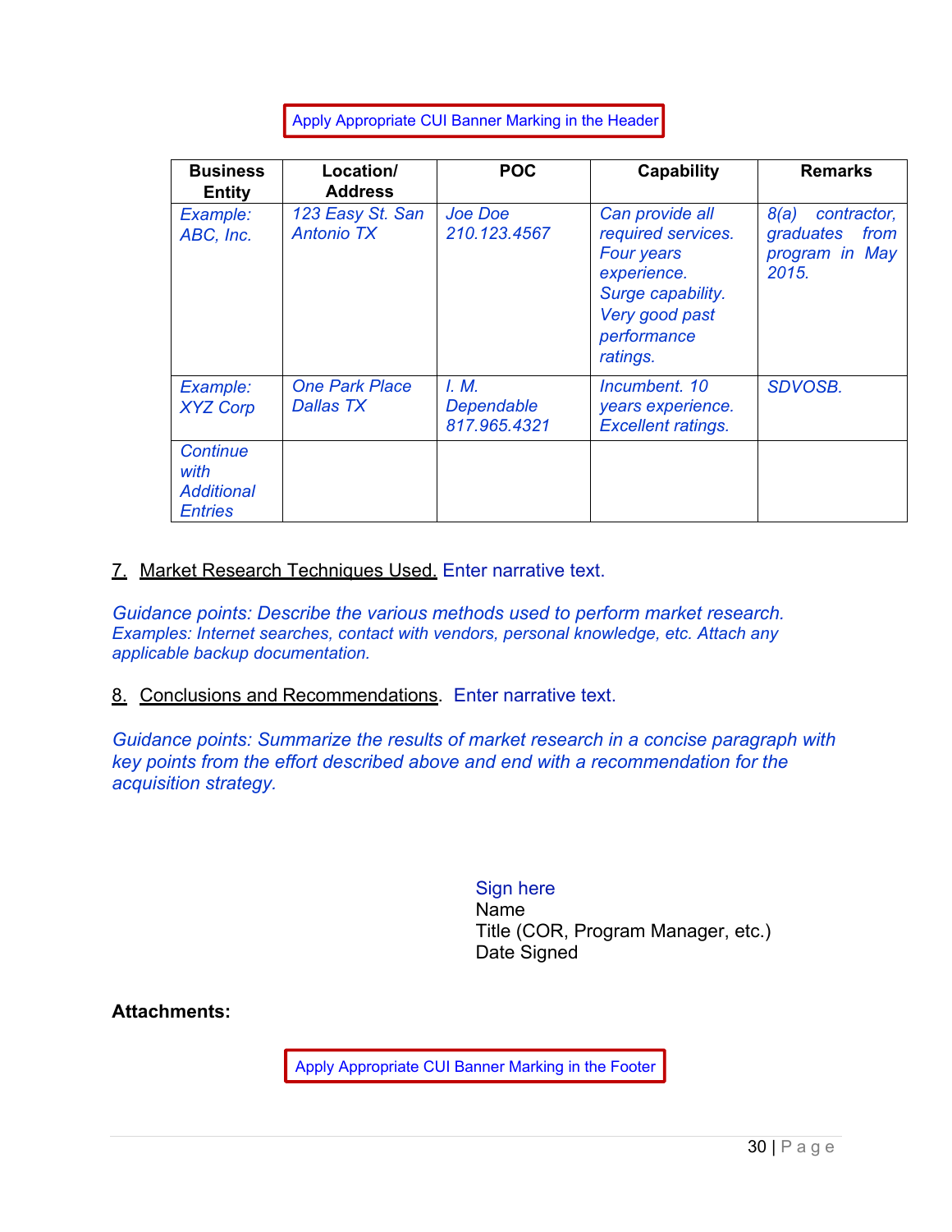Apply Appropriate CUI Banner Marking in the Header

| Business Entity | Location/ Address | POC | Capability | Remarks |
|---|---|---|---|---|
| *Example: ABC, Inc.* | *123 Easy St. San Antonio TX* | *Joe Doe 210.123.4567* | *Can provide all required services. Four years experience. Surge capability. Very good past performance ratings.* | *8(a) contractor, graduates from program in May 2015.* |
| *Example: XYZ Corp* | *One Park Place Dallas TX* | *I. M. Dependable 817.965.4321* | *Incumbent. 10 years experience. Excellent ratings.* | *SDVOSB.* |
| *Continue with Additional Entries* | | | | |

7. Market Research Techniques Used. Enter narrative text.

*Guidance points: Describe the various methods used to perform market research. Examples: Internet searches, contact with vendors, personal knowledge, etc. Attach any applicable backup documentation.*

8. Conclusions and Recommendations. Enter narrative text.

*Guidance points: Summarize the results of market research in a concise paragraph with key points from the effort described above and end with a recommendation for the acquisition strategy.*

Sign here
Name
Title (COR, Program Manager, etc.)
Date Signed

**Attachments:**

Apply Appropriate CUI Banner Marking in the Footer